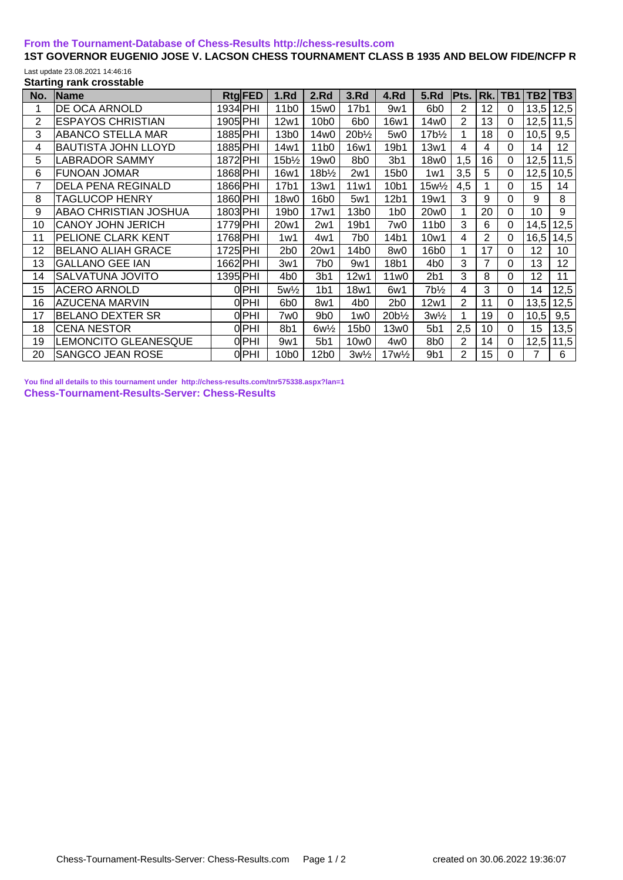**From the Tournament-Database of Chess-Results http://chess-results.com**

**1ST GOVERNOR EUGENIO JOSE V. LACSON CHESS TOURNAMENT CLASS B 1935 AND BELOW FIDE/NCFP R**

Last update 23.08.2021 14:46:16

**Starting rank crosstable**

| No. | Name | Rtg | FED | 1.Rd | 2.Rd | 3.Rd | 4.Rd | 5.Rd | Pts. | Rk. | TB1 | TB2 | TB3 |
|---|---|---|---|---|---|---|---|---|---|---|---|---|---|
| 1 | DE OCA ARNOLD | 1934 | PHI | 11b0 | 15w0 | 17b1 | 9w1 | 6b0 | 2 | 12 | 0 | 13,5 | 12,5 |
| 2 | ESPAYOS CHRISTIAN | 1905 | PHI | 12w1 | 10b0 | 6b0 | 16w1 | 14w0 | 2 | 13 | 0 | 12,5 | 11,5 |
| 3 | ABANCO STELLA MAR | 1885 | PHI | 13b0 | 14w0 | 20b½ | 5w0 | 17b½ | 1 | 18 | 0 | 10,5 | 9,5 |
| 4 | BAUTISTA JOHN LLOYD | 1885 | PHI | 14w1 | 11b0 | 16w1 | 19b1 | 13w1 | 4 | 4 | 0 | 14 | 12 |
| 5 | LABRADOR SAMMY | 1872 | PHI | 15b½ | 19w0 | 8b0 | 3b1 | 18w0 | 1,5 | 16 | 0 | 12,5 | 11,5 |
| 6 | FUNOAN JOMAR | 1868 | PHI | 16w1 | 18b½ | 2w1 | 15b0 | 1w1 | 3,5 | 5 | 0 | 12,5 | 10,5 |
| 7 | DELA PENA REGINALD | 1866 | PHI | 17b1 | 13w1 | 11w1 | 10b1 | 15w½ | 4,5 | 1 | 0 | 15 | 14 |
| 8 | TAGLUCOP HENRY | 1860 | PHI | 18w0 | 16b0 | 5w1 | 12b1 | 19w1 | 3 | 9 | 0 | 9 | 8 |
| 9 | ABAO CHRISTIAN JOSHUA | 1803 | PHI | 19b0 | 17w1 | 13b0 | 1b0 | 20w0 | 1 | 20 | 0 | 10 | 9 |
| 10 | CANOY JOHN JERICH | 1779 | PHI | 20w1 | 2w1 | 19b1 | 7w0 | 11b0 | 3 | 6 | 0 | 14,5 | 12,5 |
| 11 | PELIONE CLARK KENT | 1768 | PHI | 1w1 | 4w1 | 7b0 | 14b1 | 10w1 | 4 | 2 | 0 | 16,5 | 14,5 |
| 12 | BELANO ALIAH GRACE | 1725 | PHI | 2b0 | 20w1 | 14b0 | 8w0 | 16b0 | 1 | 17 | 0 | 12 | 10 |
| 13 | GALLANO GEE IAN | 1662 | PHI | 3w1 | 7b0 | 9w1 | 18b1 | 4b0 | 3 | 7 | 0 | 13 | 12 |
| 14 | SALVATUNA JOVITO | 1395 | PHI | 4b0 | 3b1 | 12w1 | 11w0 | 2b1 | 3 | 8 | 0 | 12 | 11 |
| 15 | ACERO ARNOLD | 0 | PHI | 5w½ | 1b1 | 18w1 | 6w1 | 7b½ | 4 | 3 | 0 | 14 | 12,5 |
| 16 | AZUCENA MARVIN | 0 | PHI | 6b0 | 8w1 | 4b0 | 2b0 | 12w1 | 2 | 11 | 0 | 13,5 | 12,5 |
| 17 | BELANO DEXTER SR | 0 | PHI | 7w0 | 9b0 | 1w0 | 20b½ | 3w½ | 1 | 19 | 0 | 10,5 | 9,5 |
| 18 | CENA NESTOR | 0 | PHI | 8b1 | 6w½ | 15b0 | 13w0 | 5b1 | 2,5 | 10 | 0 | 15 | 13,5 |
| 19 | LEMONCITO GLEANESQUE | 0 | PHI | 9w1 | 5b1 | 10w0 | 4w0 | 8b0 | 2 | 14 | 0 | 12,5 | 11,5 |
| 20 | SANGCO JEAN ROSE | 0 | PHI | 10b0 | 12b0 | 3w½ | 17w½ | 9b1 | 2 | 15 | 0 | 7 | 6 |

**You find all details to this tournament under http://chess-results.com/tnr575338.aspx?lan=1**

**Chess-Tournament-Results-Server: Chess-Results**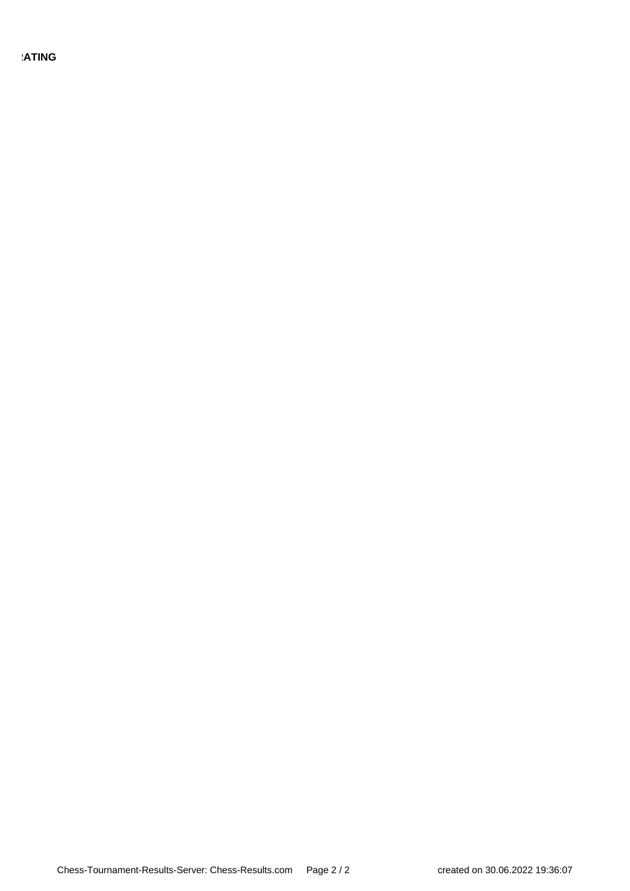**:ATING**